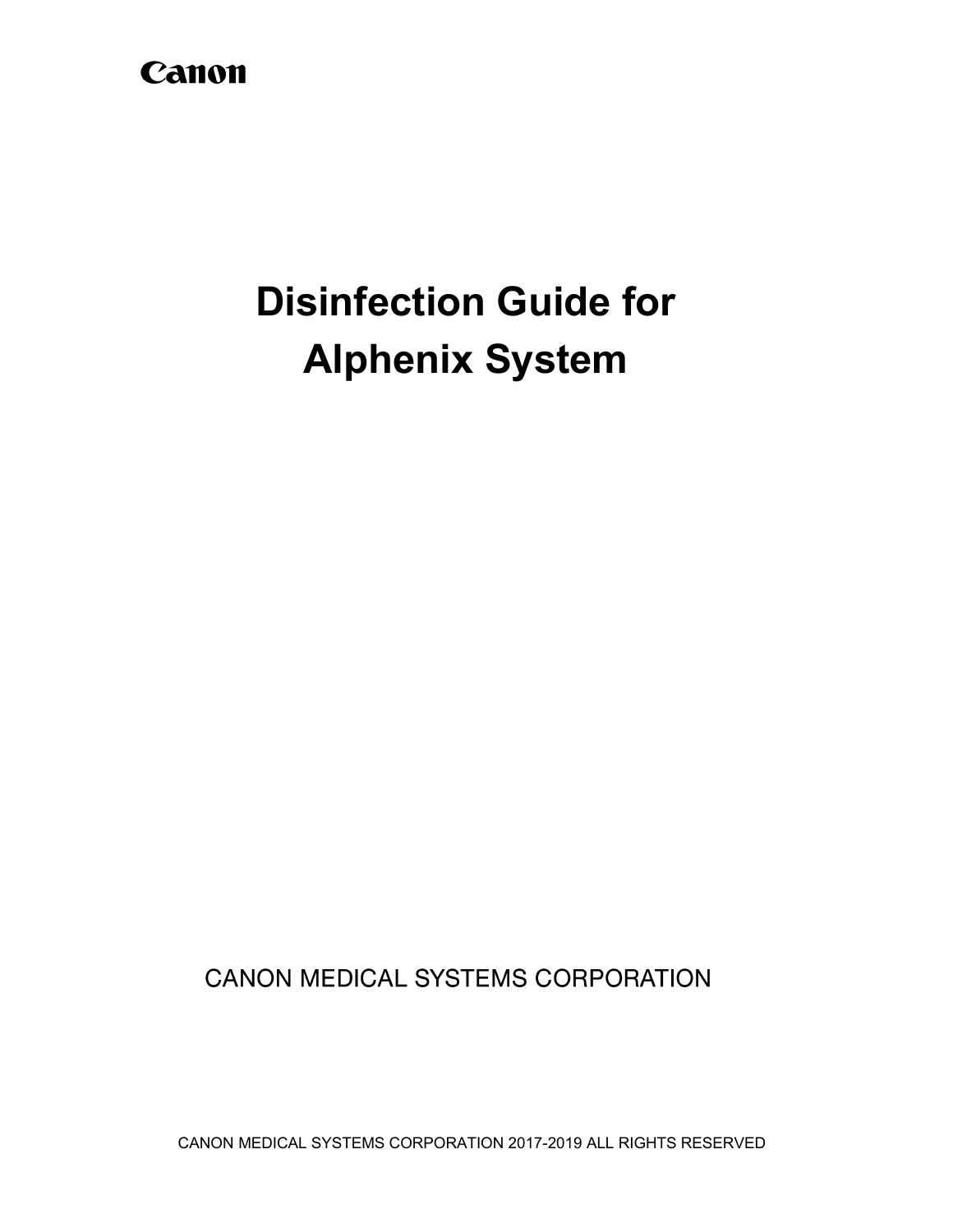Canon

# Disinfection Guide for Alphenix System

CANON MEDICAL SYSTEMS CORPORATION

CANON MEDICAL SYSTEMS CORPORATION 2017-2019 ALL RIGHTS RESERVED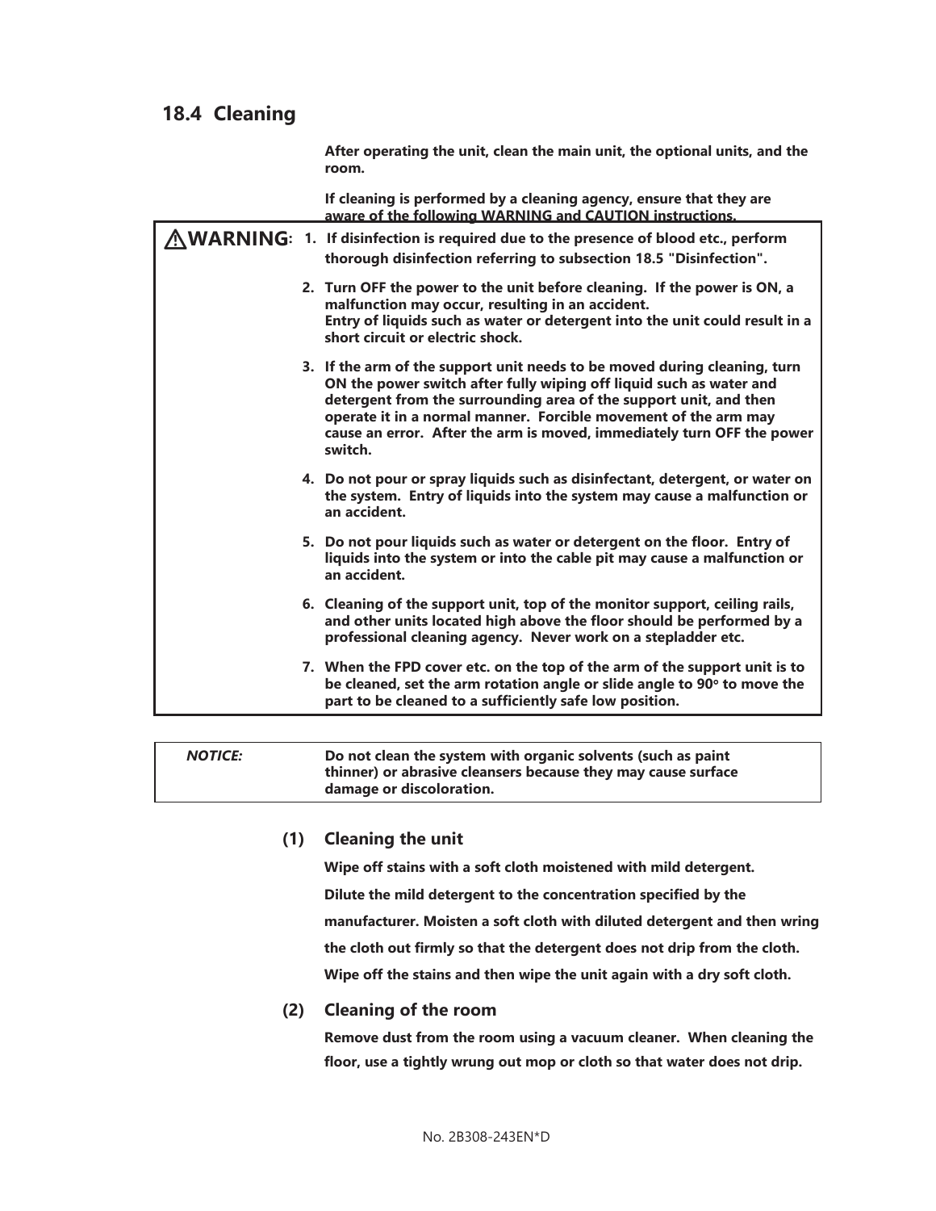## 18.4 Cleaning

**After operating the unit, clean the main unit, the optional units, and the room.**

**If cleaning is performed by a cleaning agency, ensure that they are aware of the following WARNING and CAUTION instructions.**

**⚠WARNING:**

1. **If disinfection is required due to the presence of blood etc., perform thorough disinfection referring to subsection 18.5 "Disinfection".**
2. **Turn OFF the power to the unit before cleaning. If the power is ON, a malfunction may occur, resulting in an accident. Entry of liquids such as water or detergent into the unit could result in a short circuit or electric shock.**
3. **If the arm of the support unit needs to be moved during cleaning, turn ON the power switch after fully wiping off liquid such as water and detergent from the surrounding area of the support unit, and then operate it in a normal manner. Forcible movement of the arm may cause an error. After the arm is moved, immediately turn OFF the power switch.**
4. **Do not pour or spray liquids such as disinfectant, detergent, or water on the system. Entry of liquids into the system may cause a malfunction or an accident.**
5. **Do not pour liquids such as water or detergent on the floor. Entry of liquids into the system or into the cable pit may cause a malfunction or an accident.**
6. **Cleaning of the support unit, top of the monitor support, ceiling rails, and other units located high above the floor should be performed by a professional cleaning agency. Never work on a stepladder etc.**
7. **When the FPD cover etc. on the top of the arm of the support unit is to be cleaned, set the arm rotation angle or slide angle to 90° to move the part to be cleaned to a sufficiently safe low position.**

***NOTICE:*** **Do not clean the system with organic solvents (such as paint thinner) or abrasive cleansers because they may cause surface damage or discoloration.**

### (1) Cleaning the unit

**Wipe off stains with a soft cloth moistened with mild detergent.**

**Dilute the mild detergent to the concentration specified by the manufacturer. Moisten a soft cloth with diluted detergent and then wring the cloth out firmly so that the detergent does not drip from the cloth. Wipe off the stains and then wipe the unit again with a dry soft cloth.**

### (2) Cleaning of the room

**Remove dust from the room using a vacuum cleaner. When cleaning the floor, use a tightly wrung out mop or cloth so that water does not drip.**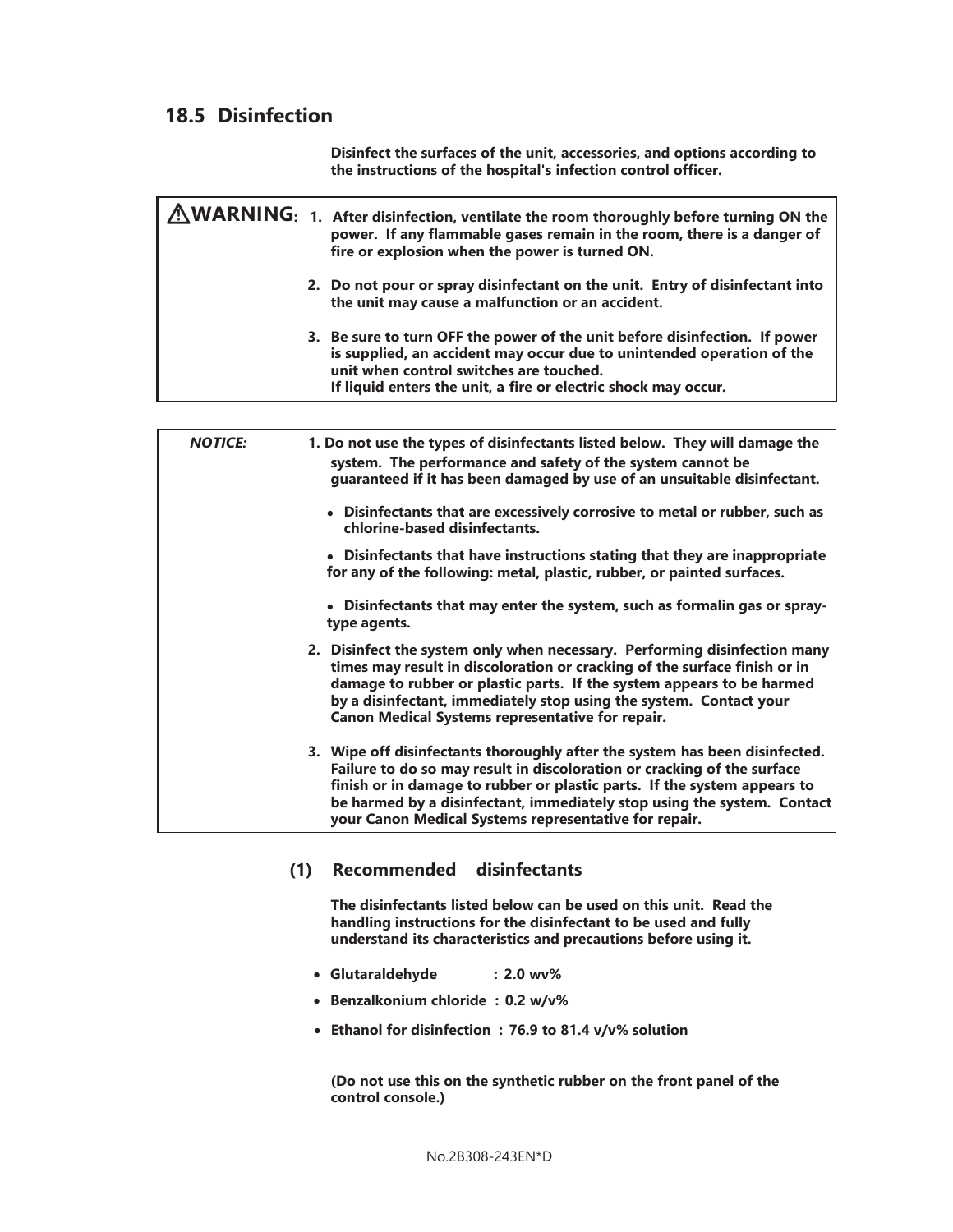## 18.5 Disinfection

**Disinfect the surfaces of the unit, accessories, and options according to the instructions of the hospital's infection control officer.**

> **⚠WARNING:**
>
> 1. **After disinfection, ventilate the room thoroughly before turning ON the power. If any flammable gases remain in the room, there is a danger of fire or explosion when the power is turned ON.**
> 2. **Do not pour or spray disinfectant on the unit. Entry of disinfectant into the unit may cause a malfunction or an accident.**
> 3. **Be sure to turn OFF the power of the unit before disinfection. If power is supplied, an accident may occur due to unintended operation of the unit when control switches are touched.**
>    **If liquid enters the unit, a fire or electric shock may occur.**

> ***NOTICE:***
>
> 1. **Do not use the types of disinfectants listed below. They will damage the system. The performance and safety of the system cannot be guaranteed if it has been damaged by use of an unsuitable disinfectant.**
>    - **Disinfectants that are excessively corrosive to metal or rubber, such as chlorine-based disinfectants.**
>    - **Disinfectants that have instructions stating that they are inappropriate for any of the following: metal, plastic, rubber, or painted surfaces.**
>    - **Disinfectants that may enter the system, such as formalin gas or spray-type agents.**
> 2. **Disinfect the system only when necessary. Performing disinfection many times may result in discoloration or cracking of the surface finish or in damage to rubber or plastic parts. If the system appears to be harmed by a disinfectant, immediately stop using the system. Contact your Canon Medical Systems representative for repair.**
> 3. **Wipe off disinfectants thoroughly after the system has been disinfected. Failure to do so may result in discoloration or cracking of the surface finish or in damage to rubber or plastic parts. If the system appears to be harmed by a disinfectant, immediately stop using the system. Contact your Canon Medical Systems representative for repair.**

### (1) Recommended disinfectants

**The disinfectants listed below can be used on this unit. Read the handling instructions for the disinfectant to be used and fully understand its characteristics and precautions before using it.**

- **Glutaraldehyde : 2.0 wv%**
- **Benzalkonium chloride : 0.2 w/v%**
- **Ethanol for disinfection : 76.9 to 81.4 v/v% solution**

**(Do not use this on the synthetic rubber on the front panel of the control console.)**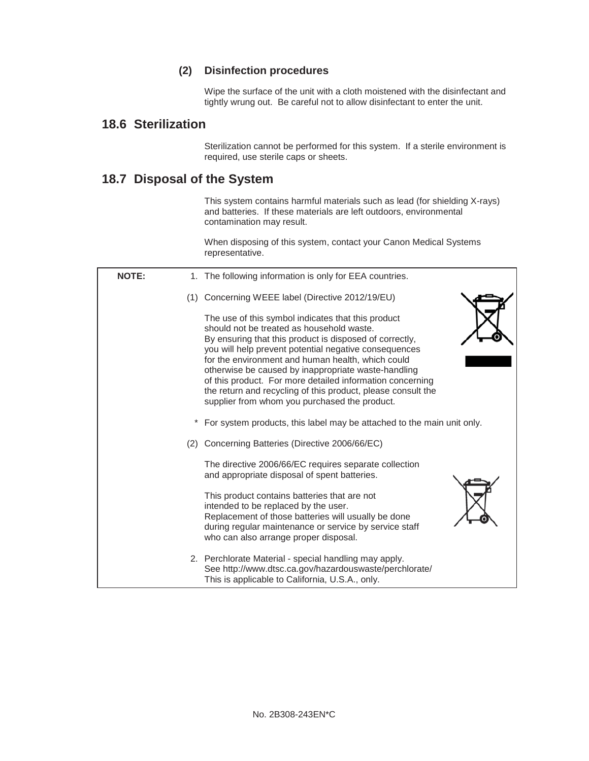### (2) Disinfection procedures

Wipe the surface of the unit with a cloth moistened with the disinfectant and tightly wrung out. Be careful not to allow disinfectant to enter the unit.

## 18.6 Sterilization

Sterilization cannot be performed for this system. If a sterile environment is required, use sterile caps or sheets.

## 18.7 Disposal of the System

This system contains harmful materials such as lead (for shielding X-rays) and batteries. If these materials are left outdoors, environmental contamination may result.

When disposing of this system, contact your Canon Medical Systems representative.

**NOTE:**

1. The following information is only for EEA countries.

(1) Concerning WEEE label (Directive 2012/19/EU)

The use of this symbol indicates that this product should not be treated as household waste.
By ensuring that this product is disposed of correctly, you will help prevent potential negative consequences for the environment and human health, which could otherwise be caused by inappropriate waste-handling of this product. For more detailed information concerning the return and recycling of this product, please consult the supplier from whom you purchased the product.

\* For system products, this label may be attached to the main unit only.

(2) Concerning Batteries (Directive 2006/66/EC)

The directive 2006/66/EC requires separate collection and appropriate disposal of spent batteries.

This product contains batteries that are not intended to be replaced by the user.
Replacement of those batteries will usually be done during regular maintenance or service by service staff who can also arrange proper disposal.

2. Perchlorate Material - special handling may apply.
See http://www.dtsc.ca.gov/hazardouswaste/perchlorate/
This is applicable to California, U.S.A., only.

No. 2B308-243EN*C